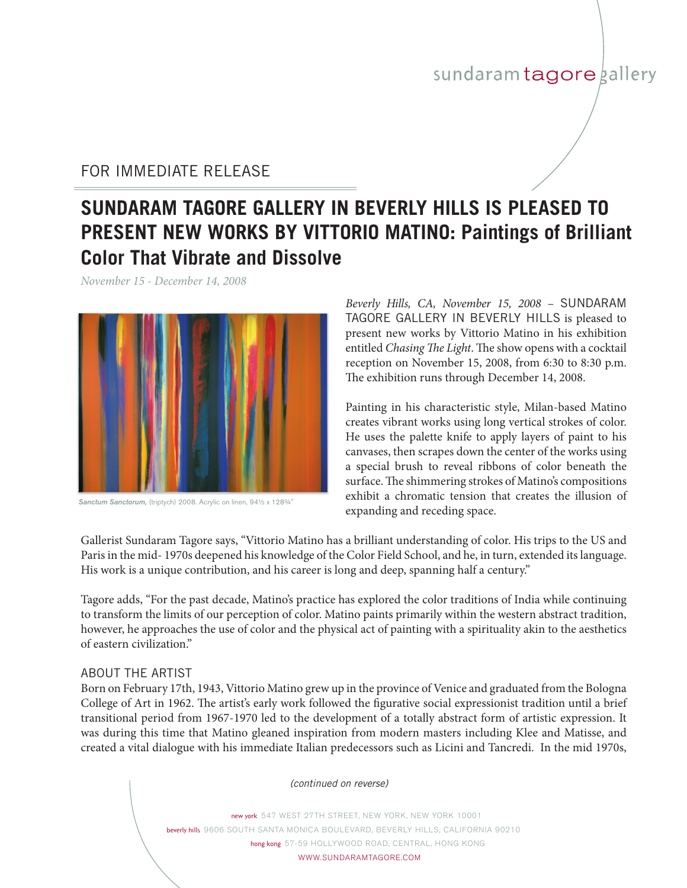sundaram tagore gallery

FOR IMMEDIATE RELEASE

# SUNDARAM TAGORE GALLERY IN BEVERLY HILLS IS PLEASED TO PRESENT NEW WORKS BY VITTORIO MATINO: Paintings of Brilliant Color That Vibrate and Dissolve

*November 15 - December 14, 2008*

***Sanctum Sanctorum,*** (triptych) 2008. Acrylic on linen, 94½ x 128¾"

*Beverly Hills, CA, November 15, 2008* – SUNDARAM TAGORE GALLERY IN BEVERLY HILLS is pleased to present new works by Vittorio Matino in his exhibition entitled *Chasing The Light*. The show opens with a cocktail reception on November 15, 2008, from 6:30 to 8:30 p.m. The exhibition runs through December 14, 2008.

Painting in his characteristic style, Milan-based Matino creates vibrant works using long vertical strokes of color. He uses the palette knife to apply layers of paint to his canvases, then scrapes down the center of the works using a special brush to reveal ribbons of color beneath the surface. The shimmering strokes of Matino's compositions exhibit a chromatic tension that creates the illusion of expanding and receding space.

Gallerist Sundaram Tagore says, "Vittorio Matino has a brilliant understanding of color. His trips to the US and Paris in the mid- 1970s deepened his knowledge of the Color Field School, and he, in turn, extended its language. His work is a unique contribution, and his career is long and deep, spanning half a century."

Tagore adds, "For the past decade, Matino's practice has explored the color traditions of India while continuing to transform the limits of our perception of color. Matino paints primarily within the western abstract tradition, however, he approaches the use of color and the physical act of painting with a spirituality akin to the aesthetics of eastern civilization."

## ABOUT THE ARTIST

Born on February 17th, 1943, Vittorio Matino grew up in the province of Venice and graduated from the Bologna College of Art in 1962. The artist's early work followed the figurative social expressionist tradition until a brief transitional period from 1967-1970 led to the development of a totally abstract form of artistic expression. It was during this time that Matino gleaned inspiration from modern masters including Klee and Matisse, and created a vital dialogue with his immediate Italian predecessors such as Licini and Tancredi. In the mid 1970s,

*(continued on reverse)*

new york 547 WEST 27TH STREET, NEW YORK, NEW YORK 10001
beverly hills 9606 SOUTH SANTA MONICA BOULEVARD, BEVERLY HILLS, CALIFORNIA 90210
hong kong 57-59 HOLLYWOOD ROAD, CENTRAL, HONG KONG
WWW.SUNDARAMTAGORE.COM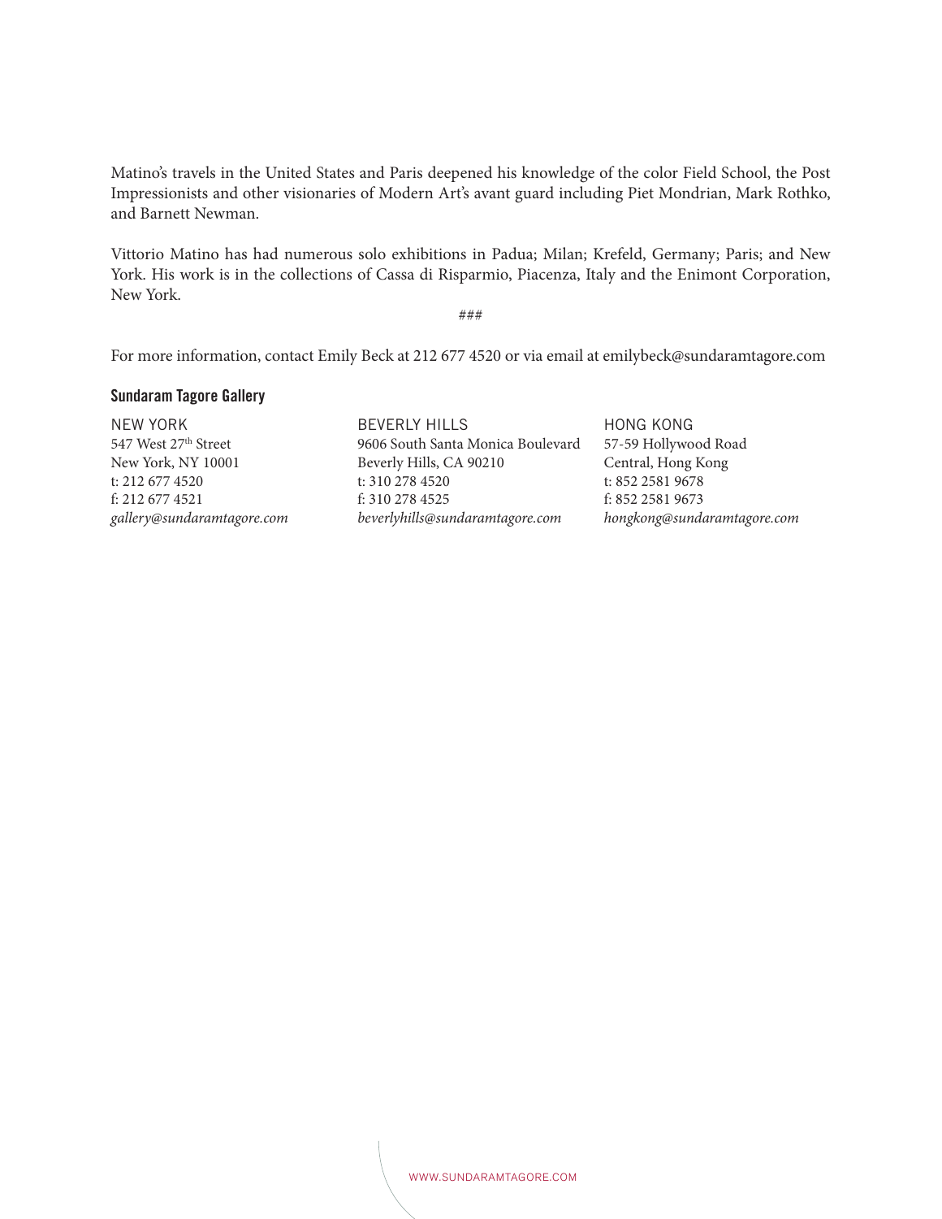Matino's travels in the United States and Paris deepened his knowledge of the color Field School, the Post Impressionists and other visionaries of Modern Art's avant guard including Piet Mondrian, Mark Rothko, and Barnett Newman.

Vittorio Matino has had numerous solo exhibitions in Padua; Milan; Krefeld, Germany; Paris; and New York. His work is in the collections of Cassa di Risparmio, Piacenza, Italy and the Enimont Corporation, New York.

###

For more information, contact Emily Beck at 212 677 4520 or via email at emilybeck@sundaramtagore.com

**Sundaram Tagore Gallery**

NEW YORK
547 West 27th Street
New York, NY 10001
t: 212 677 4520
f: 212 677 4521
*gallery@sundaramtagore.com*

BEVERLY HILLS
9606 South Santa Monica Boulevard
Beverly Hills, CA 90210
t: 310 278 4520
f: 310 278 4525
*beverlyhills@sundaramtagore.com*

HONG KONG
57-59 Hollywood Road
Central, Hong Kong
t: 852 2581 9678
f: 852 2581 9673
*hongkong@sundaramtagore.com*

WWW.SUNDARAMTAGORE.COM